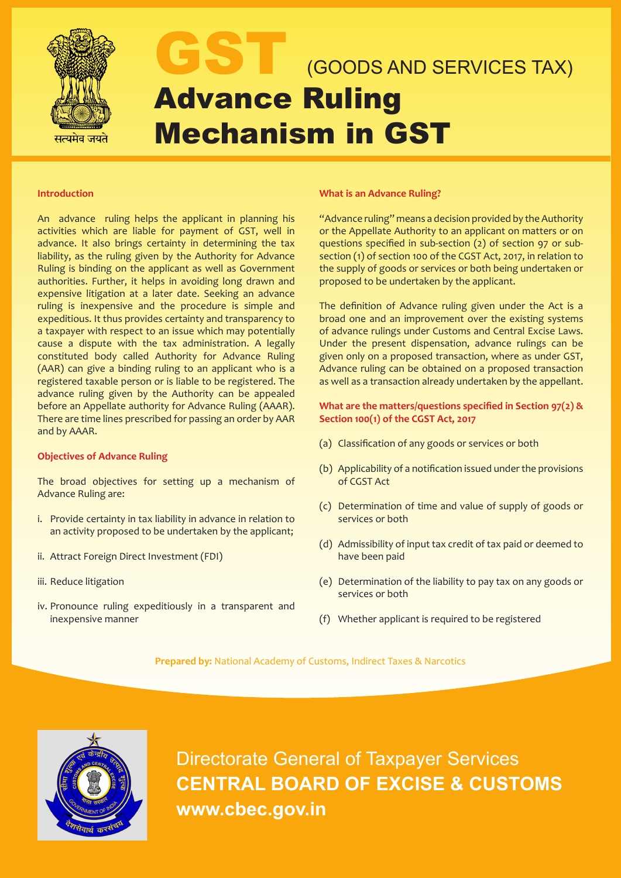सत्यमेव जयते

# GST (GOODS AND SERVICES TAX)

# Advance Ruling Mechanism in GST

## Introduction

An advance ruling helps the applicant in planning his activities which are liable for payment of GST, well in advance. It also brings certainty in determining the tax liability, as the ruling given by the Authority for Advance Ruling is binding on the applicant as well as Government authorities. Further, it helps in avoiding long drawn and expensive litigation at a later date. Seeking an advance ruling is inexpensive and the procedure is simple and expeditious. It thus provides certainty and transparency to a taxpayer with respect to an issue which may potentially cause a dispute with the tax administration. A legally constituted body called Authority for Advance Ruling (AAR) can give a binding ruling to an applicant who is a registered taxable person or is liable to be registered. The advance ruling given by the Authority can be appealed before an Appellate authority for Advance Ruling (AAAR). There are time lines prescribed for passing an order by AAR and by AAAR.

## Objectives of Advance Ruling

The broad objectives for setting up a mechanism of Advance Ruling are:

i. Provide certainty in tax liability in advance in relation to an activity proposed to be undertaken by the applicant;

ii. Attract Foreign Direct Investment (FDI)

iii. Reduce litigation

iv. Pronounce ruling expeditiously in a transparent and inexpensive manner

## What is an Advance Ruling?

"Advance ruling" means a decision provided by the Authority or the Appellate Authority to an applicant on matters or on questions specified in sub-section (2) of section 97 or sub-section (1) of section 100 of the CGST Act, 2017, in relation to the supply of goods or services or both being undertaken or proposed to be undertaken by the applicant.

The definition of Advance ruling given under the Act is a broad one and an improvement over the existing systems of advance rulings under Customs and Central Excise Laws. Under the present dispensation, advance rulings can be given only on a proposed transaction, where as under GST, Advance ruling can be obtained on a proposed transaction as well as a transaction already undertaken by the appellant.

## What are the matters/questions specified in Section 97(2) & Section 100(1) of the CGST Act, 2017

(a) Classification of any goods or services or both

(b) Applicability of a notification issued under the provisions of CGST Act

(c) Determination of time and value of supply of goods or services or both

(d) Admissibility of input tax credit of tax paid or deemed to have been paid

(e) Determination of the liability to pay tax on any goods or services or both

(f) Whether applicant is required to be registered

**Prepared by:** National Academy of Customs, Indirect Taxes & Narcotics

Directorate General of Taxpayer Services

**CENTRAL BOARD OF EXCISE & CUSTOMS**

**www.cbec.gov.in**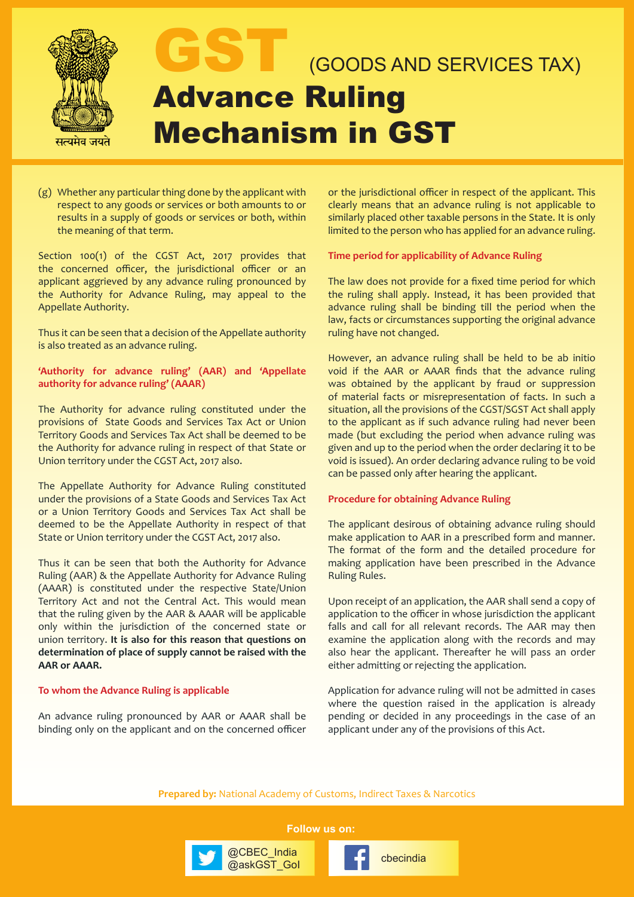(g) Whether any particular thing done by the applicant with respect to any goods or services or both amounts to or results in a supply of goods or services or both, within the meaning of that term.

Section 100(1) of the CGST Act, 2017 provides that the concerned officer, the jurisdictional officer or an applicant aggrieved by any advance ruling pronounced by the Authority for Advance Ruling, may appeal to the Appellate Authority.

Thus it can be seen that a decision of the Appellate authority is also treated as an advance ruling.

### 'Authority for advance ruling' (AAR) and 'Appellate authority for advance ruling' (AAAR)

The Authority for advance ruling constituted under the provisions of State Goods and Services Tax Act or Union Territory Goods and Services Tax Act shall be deemed to be the Authority for advance ruling in respect of that State or Union territory under the CGST Act, 2017 also.

The Appellate Authority for Advance Ruling constituted under the provisions of a State Goods and Services Tax Act or a Union Territory Goods and Services Tax Act shall be deemed to be the Appellate Authority in respect of that State or Union territory under the CGST Act, 2017 also.

Thus it can be seen that both the Authority for Advance Ruling (AAR) & the Appellate Authority for Advance Ruling (AAAR) is constituted under the respective State/Union Territory Act and not the Central Act. This would mean that the ruling given by the AAR & AAAR will be applicable only within the jurisdiction of the concerned state or union territory. **It is also for this reason that questions on determination of place of supply cannot be raised with the AAR or AAAR.**

### To whom the Advance Ruling is applicable

An advance ruling pronounced by AAR or AAAR shall be binding only on the applicant and on the concerned officer or the jurisdictional officer in respect of the applicant. This clearly means that an advance ruling is not applicable to similarly placed other taxable persons in the State. It is only limited to the person who has applied for an advance ruling.

### Time period for applicability of Advance Ruling

The law does not provide for a fixed time period for which the ruling shall apply. Instead, it has been provided that advance ruling shall be binding till the period when the law, facts or circumstances supporting the original advance ruling have not changed.

However, an advance ruling shall be held to be ab initio void if the AAR or AAAR finds that the advance ruling was obtained by the applicant by fraud or suppression of material facts or misrepresentation of facts. In such a situation, all the provisions of the CGST/SGST Act shall apply to the applicant as if such advance ruling had never been made (but excluding the period when advance ruling was given and up to the period when the order declaring it to be void is issued). An order declaring advance ruling to be void can be passed only after hearing the applicant.

### Procedure for obtaining Advance Ruling

The applicant desirous of obtaining advance ruling should make application to AAR in a prescribed form and manner. The format of the form and the detailed procedure for making application have been prescribed in the Advance Ruling Rules.

Upon receipt of an application, the AAR shall send a copy of application to the officer in whose jurisdiction the applicant falls and call for all relevant records. The AAR may then examine the application along with the records and may also hear the applicant. Thereafter he will pass an order either admitting or rejecting the application.

Application for advance ruling will not be admitted in cases where the question raised in the application is already pending or decided in any proceedings in the case of an applicant under any of the provisions of this Act.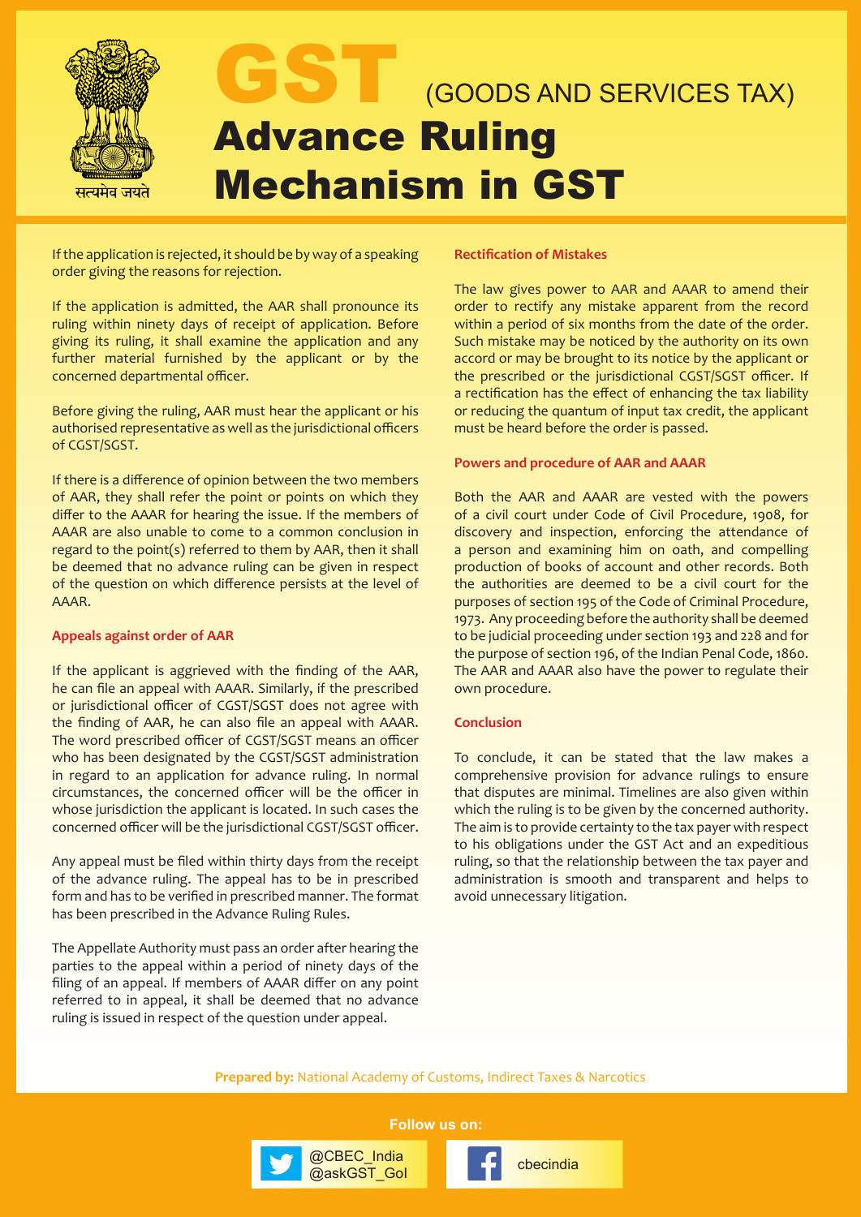# GST (GOODS AND SERVICES TAX)

# Advance Ruling Mechanism in GST

सत्यमेव जयते

If the application is rejected, it should be by way of a speaking order giving the reasons for rejection.

If the application is admitted, the AAR shall pronounce its ruling within ninety days of receipt of application. Before giving its ruling, it shall examine the application and any further material furnished by the applicant or by the concerned departmental officer.

Before giving the ruling, AAR must hear the applicant or his authorised representative as well as the jurisdictional officers of CGST/SGST.

If there is a difference of opinion between the two members of AAR, they shall refer the point or points on which they differ to the AAAR for hearing the issue. If the members of AAAR are also unable to come to a common conclusion in regard to the point(s) referred to them by AAR, then it shall be deemed that no advance ruling can be given in respect of the question on which difference persists at the level of AAAR.

### Appeals against order of AAR

If the applicant is aggrieved with the finding of the AAR, he can file an appeal with AAAR. Similarly, if the prescribed or jurisdictional officer of CGST/SGST does not agree with the finding of AAR, he can also file an appeal with AAAR. The word prescribed officer of CGST/SGST means an officer who has been designated by the CGST/SGST administration in regard to an application for advance ruling. In normal circumstances, the concerned officer will be the officer in whose jurisdiction the applicant is located. In such cases the concerned officer will be the jurisdictional CGST/SGST officer.

Any appeal must be filed within thirty days from the receipt of the advance ruling. The appeal has to be in prescribed form and has to be verified in prescribed manner. The format has been prescribed in the Advance Ruling Rules.

The Appellate Authority must pass an order after hearing the parties to the appeal within a period of ninety days of the filing of an appeal. If members of AAAR differ on any point referred to in appeal, it shall be deemed that no advance ruling is issued in respect of the question under appeal.

### Rectification of Mistakes

The law gives power to AAR and AAAR to amend their order to rectify any mistake apparent from the record within a period of six months from the date of the order. Such mistake may be noticed by the authority on its own accord or may be brought to its notice by the applicant or the prescribed or the jurisdictional CGST/SGST officer. If a rectification has the effect of enhancing the tax liability or reducing the quantum of input tax credit, the applicant must be heard before the order is passed.

### Powers and procedure of AAR and AAAR

Both the AAR and AAAR are vested with the powers of a civil court under Code of Civil Procedure, 1908, for discovery and inspection, enforcing the attendance of a person and examining him on oath, and compelling production of books of account and other records. Both the authorities are deemed to be a civil court for the purposes of section 195 of the Code of Criminal Procedure, 1973. Any proceeding before the authority shall be deemed to be judicial proceeding under section 193 and 228 and for the purpose of section 196, of the Indian Penal Code, 1860. The AAR and AAAR also have the power to regulate their own procedure.

### Conclusion

To conclude, it can be stated that the law makes a comprehensive provision for advance rulings to ensure that disputes are minimal. Timelines are also given within which the ruling is to be given by the concerned authority. The aim is to provide certainty to the tax payer with respect to his obligations under the GST Act and an expeditious ruling, so that the relationship between the tax payer and administration is smooth and transparent and helps to avoid unnecessary litigation.

**Prepared by:** National Academy of Customs, Indirect Taxes & Narcotics

**Follow us on:**

@CBEC_India
@askGST_GoI

cbecindia